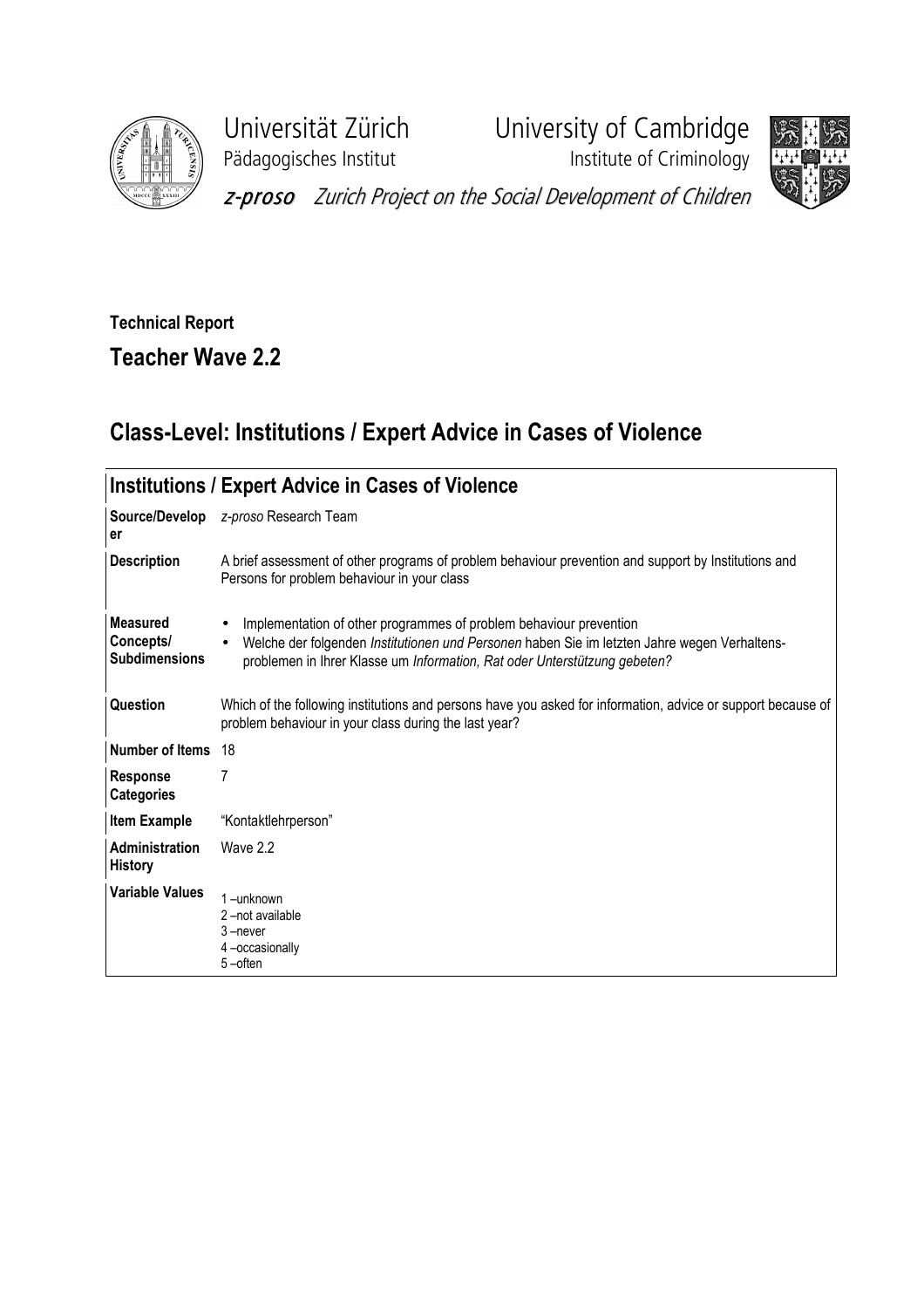Universität Zürich
Pädagogisches Institut

University of Cambridge
Institute of Criminology

*z-proso* Zurich Project on the Social Development of Children

**Technical Report**

## Teacher Wave 2.2

# Class-Level: Institutions / Expert Advice in Cases of Violence

| Institutions / Expert Advice in Cases of Violence | |
|---|---|
| **Source/Developer** | *z-proso* Research Team |
| **Description** | A brief assessment of other programs of problem behaviour prevention and support by Institutions and Persons for problem behaviour in your class |
| **Measured Concepts/ Subdimensions** | • Implementation of other programmes of problem behaviour prevention<br>• Welche der folgenden *Institutionen und Personen* haben Sie im letzten Jahre wegen Verhaltens-problemen in Ihrer Klasse um *Information, Rat oder Unterstützung gebeten?* |
| **Question** | Which of the following institutions and persons have you asked for information, advice or support because of problem behaviour in your class during the last year? |
| **Number of Items** | 18 |
| **Response Categories** | 7 |
| **Item Example** | "Kontaktlehrperson" |
| **Administration History** | Wave 2.2 |
| **Variable Values** | 1 –unknown<br>2 –not available<br>3 –never<br>4 –occasionally<br>5 –often |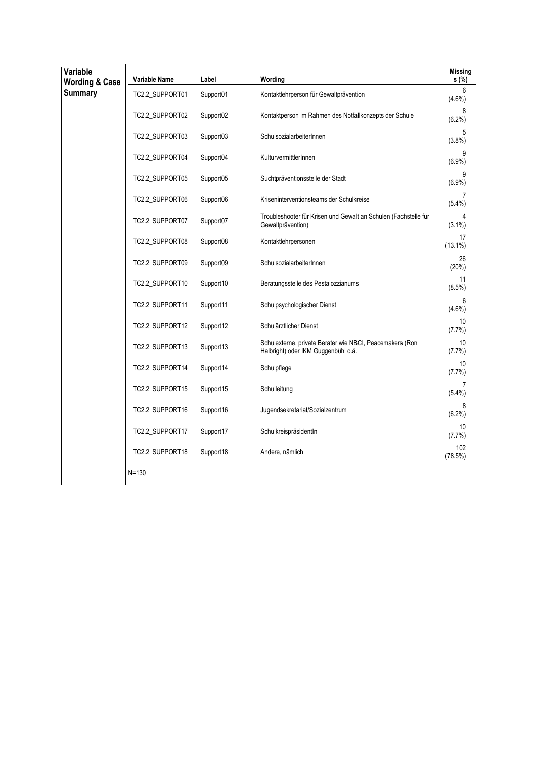**Variable Wording & Case Summary**

| Variable Name | Label | Wording | Missings (%) |
|---|---|---|---|
| TC2.2_SUPPORT01 | Support01 | Kontaktlehrperson für Gewaltprävention | 6 (4.6%) |
| TC2.2_SUPPORT02 | Support02 | Kontaktperson im Rahmen des Notfallkonzepts der Schule | 8 (6.2%) |
| TC2.2_SUPPORT03 | Support03 | SchulsozialarbeiterInnen | 5 (3.8%) |
| TC2.2_SUPPORT04 | Support04 | KulturvermittlerInnen | 9 (6.9%) |
| TC2.2_SUPPORT05 | Support05 | Suchtpräventionsstelle der Stadt | 9 (6.9%) |
| TC2.2_SUPPORT06 | Support06 | Kriseninterventionsteams der Schulkreise | 7 (5.4%) |
| TC2.2_SUPPORT07 | Support07 | Troubleshooter für Krisen und Gewalt an Schulen (Fachstelle für Gewaltprävention) | 4 (3.1%) |
| TC2.2_SUPPORT08 | Support08 | Kontaktlehrpersonen | 17 (13.1%) |
| TC2.2_SUPPORT09 | Support09 | SchulsozialarbeiterInnen | 26 (20%) |
| TC2.2_SUPPORT10 | Support10 | Beratungsstelle des Pestalozzianums | 11 (8.5%) |
| TC2.2_SUPPORT11 | Support11 | Schulpsychologischer Dienst | 6 (4.6%) |
| TC2.2_SUPPORT12 | Support12 | Schulärztlicher Dienst | 10 (7.7%) |
| TC2.2_SUPPORT13 | Support13 | Schulexterne, private Berater wie NBCI, Peacemakers (Ron Halbright) oder IKM Guggenbühl o.ä. | 10 (7.7%) |
| TC2.2_SUPPORT14 | Support14 | Schulpflege | 10 (7.7%) |
| TC2.2_SUPPORT15 | Support15 | Schulleitung | 7 (5.4%) |
| TC2.2_SUPPORT16 | Support16 | Jugendsekretariat/Sozialzentrum | 8 (6.2%) |
| TC2.2_SUPPORT17 | Support17 | SchulkreispräsidentIn | 10 (7.7%) |
| TC2.2_SUPPORT18 | Support18 | Andere, nämlich | 102 (78.5%) |

N=130